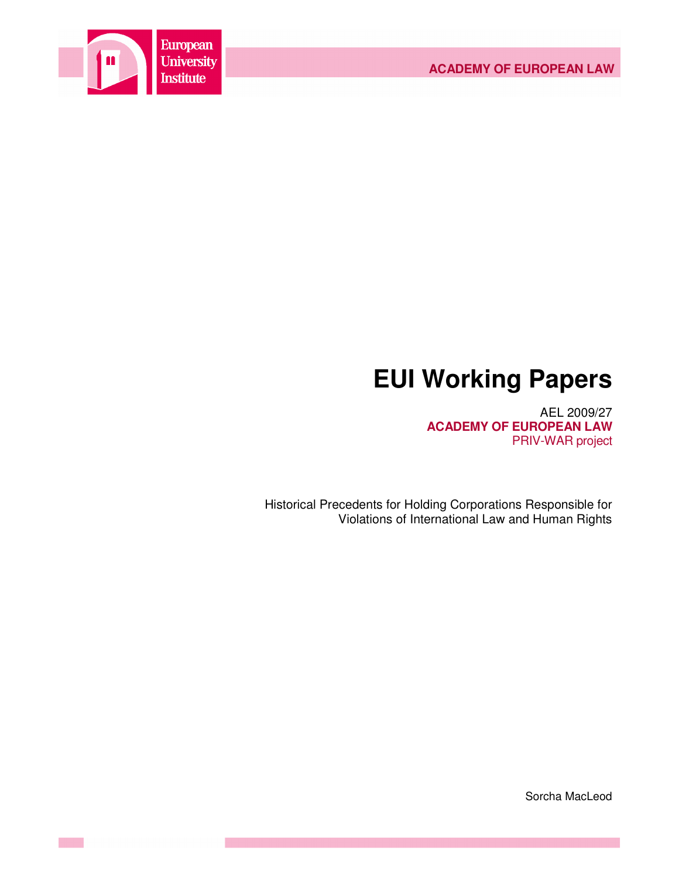European University Institute

ACADEMY OF EUROPEAN LAW

# EUI Working Papers

AEL 2009/27
**ACADEMY OF EUROPEAN LAW**
PRIV-WAR project

Historical Precedents for Holding Corporations Responsible for Violations of International Law and Human Rights

Sorcha MacLeod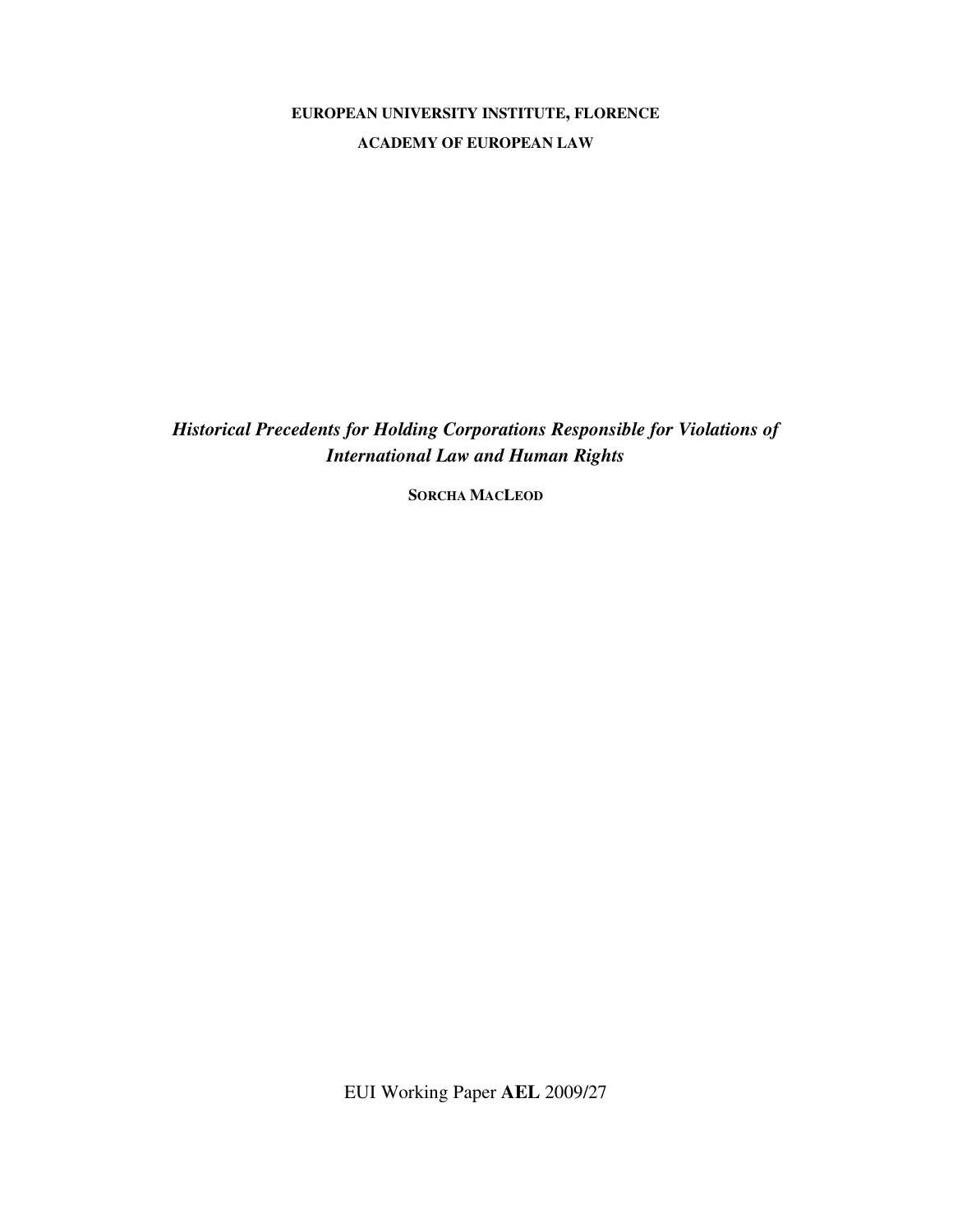**EUROPEAN UNIVERSITY INSTITUTE, FLORENCE**

**ACADEMY OF EUROPEAN LAW**

# *Historical Precedents for Holding Corporations Responsible for Violations of International Law and Human Rights*

**SORCHA MACLEOD**

EUI Working Paper **AEL** 2009/27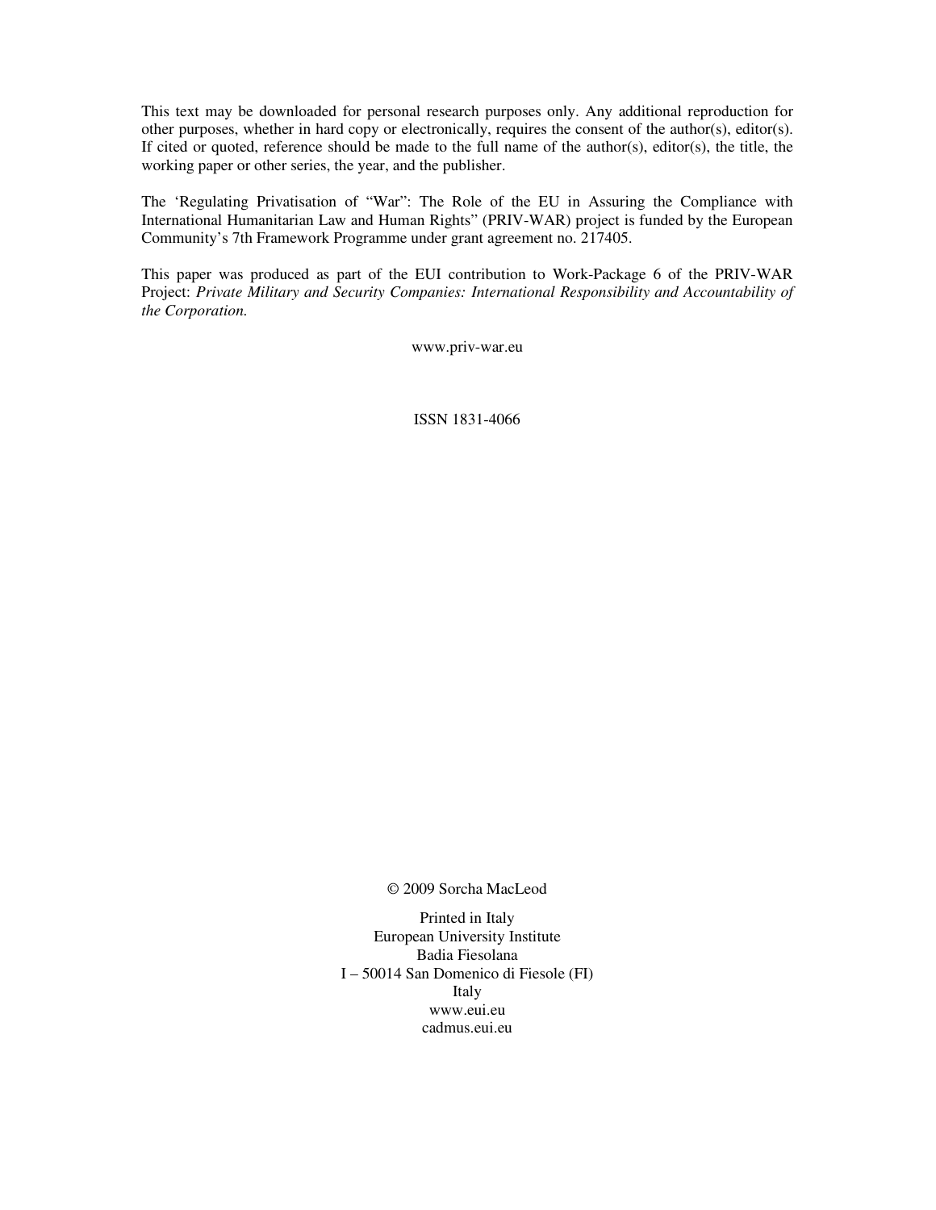This text may be downloaded for personal research purposes only. Any additional reproduction for other purposes, whether in hard copy or electronically, requires the consent of the author(s), editor(s). If cited or quoted, reference should be made to the full name of the author(s), editor(s), the title, the working paper or other series, the year, and the publisher.

The 'Regulating Privatisation of "War": The Role of the EU in Assuring the Compliance with International Humanitarian Law and Human Rights" (PRIV-WAR) project is funded by the European Community's 7th Framework Programme under grant agreement no. 217405.

This paper was produced as part of the EUI contribution to Work-Package 6 of the PRIV-WAR Project: *Private Military and Security Companies: International Responsibility and Accountability of the Corporation.*

www.priv-war.eu

ISSN 1831-4066

© 2009 Sorcha MacLeod

Printed in Italy
European University Institute
Badia Fiesolana
I – 50014 San Domenico di Fiesole (FI)
Italy
www.eui.eu
cadmus.eui.eu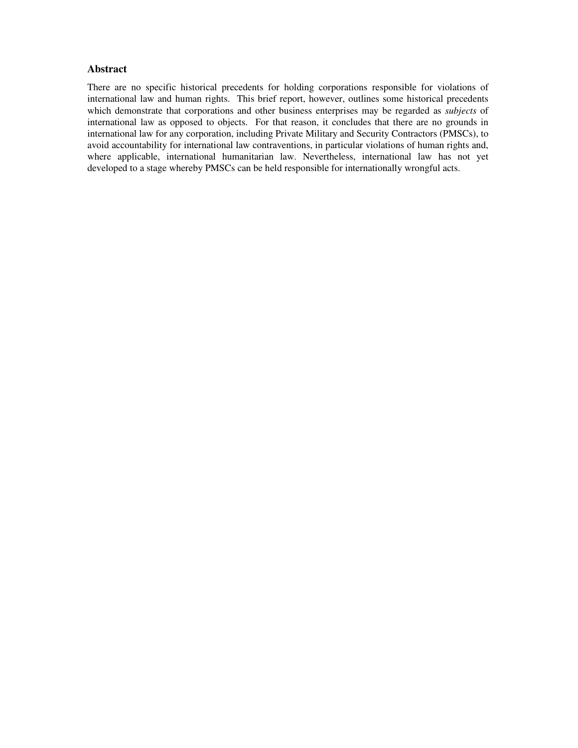## Abstract

There are no specific historical precedents for holding corporations responsible for violations of international law and human rights. This brief report, however, outlines some historical precedents which demonstrate that corporations and other business enterprises may be regarded as *subjects* of international law as opposed to objects. For that reason, it concludes that there are no grounds in international law for any corporation, including Private Military and Security Contractors (PMSCs), to avoid accountability for international law contraventions, in particular violations of human rights and, where applicable, international humanitarian law. Nevertheless, international law has not yet developed to a stage whereby PMSCs can be held responsible for internationally wrongful acts.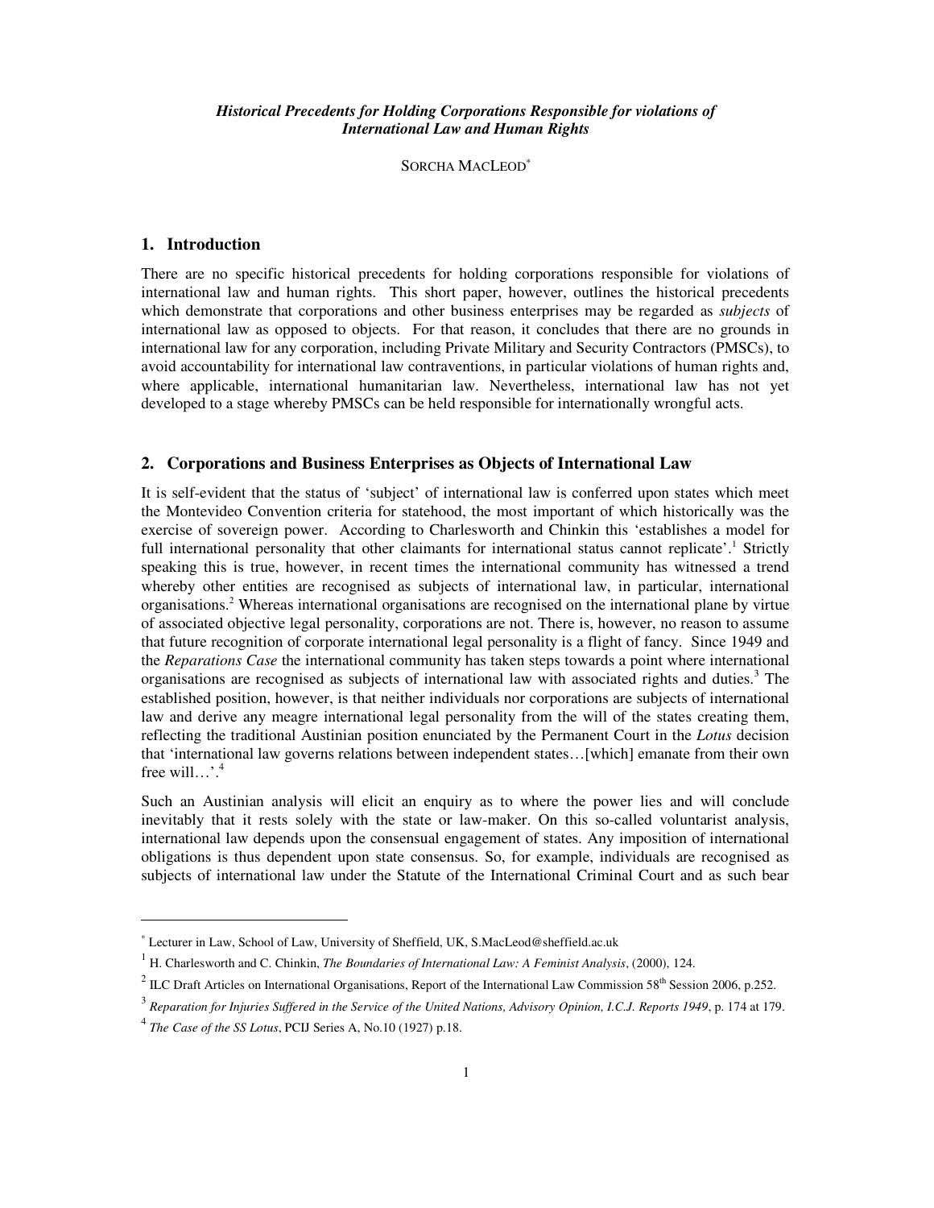### *Historical Precedents for Holding Corporations Responsible for violations of International Law and Human Rights*

SORCHA MACLEOD[*]

## 1. Introduction

There are no specific historical precedents for holding corporations responsible for violations of international law and human rights. This short paper, however, outlines the historical precedents which demonstrate that corporations and other business enterprises may be regarded as *subjects* of international law as opposed to objects. For that reason, it concludes that there are no grounds in international law for any corporation, including Private Military and Security Contractors (PMSCs), to avoid accountability for international law contraventions, in particular violations of human rights and, where applicable, international humanitarian law. Nevertheless, international law has not yet developed to a stage whereby PMSCs can be held responsible for internationally wrongful acts.

## 2. Corporations and Business Enterprises as Objects of International Law

It is self-evident that the status of 'subject' of international law is conferred upon states which meet the Montevideo Convention criteria for statehood, the most important of which historically was the exercise of sovereign power. According to Charlesworth and Chinkin this 'establishes a model for full international personality that other claimants for international status cannot replicate'.[1] Strictly speaking this is true, however, in recent times the international community has witnessed a trend whereby other entities are recognised as subjects of international law, in particular, international organisations.[2] Whereas international organisations are recognised on the international plane by virtue of associated objective legal personality, corporations are not. There is, however, no reason to assume that future recognition of corporate international legal personality is a flight of fancy. Since 1949 and the *Reparations Case* the international community has taken steps towards a point where international organisations are recognised as subjects of international law with associated rights and duties.[3] The established position, however, is that neither individuals nor corporations are subjects of international law and derive any meagre international legal personality from the will of the states creating them, reflecting the traditional Austinian position enunciated by the Permanent Court in the *Lotus* decision that 'international law governs relations between independent states…[which] emanate from their own free will…'.[4]

Such an Austinian analysis will elicit an enquiry as to where the power lies and will conclude inevitably that it rests solely with the state or law-maker. On this so-called voluntarist analysis, international law depends upon the consensual engagement of states. Any imposition of international obligations is thus dependent upon state consensus. So, for example, individuals are recognised as subjects of international law under the Statute of the International Criminal Court and as such bear

---

[*] Lecturer in Law, School of Law, University of Sheffield, UK, S.MacLeod@sheffield.ac.uk

[1] H. Charlesworth and C. Chinkin, *The Boundaries of International Law: A Feminist Analysis*, (2000), 124.

[2] ILC Draft Articles on International Organisations, Report of the International Law Commission 58th Session 2006, p.252.

[3] *Reparation for Injuries Suffered in the Service of the United Nations, Advisory Opinion, I.C.J. Reports 1949*, p. 174 at 179.

[4] *The Case of the SS Lotus*, PCIJ Series A, No.10 (1927) p.18.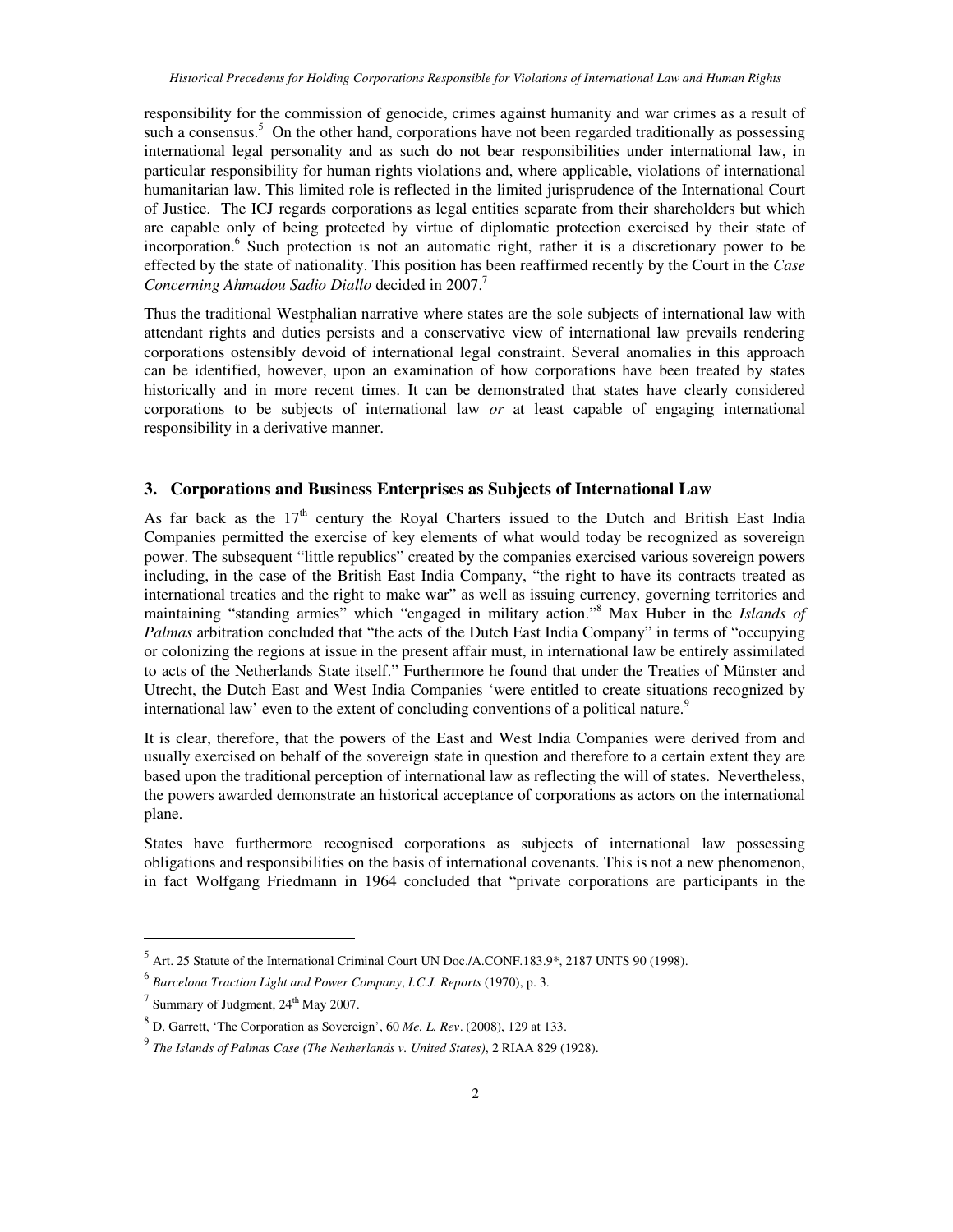responsibility for the commission of genocide, crimes against humanity and war crimes as a result of such a consensus.[5] On the other hand, corporations have not been regarded traditionally as possessing international legal personality and as such do not bear responsibilities under international law, in particular responsibility for human rights violations and, where applicable, violations of international humanitarian law. This limited role is reflected in the limited jurisprudence of the International Court of Justice. The ICJ regards corporations as legal entities separate from their shareholders but which are capable only of being protected by virtue of diplomatic protection exercised by their state of incorporation.[6] Such protection is not an automatic right, rather it is a discretionary power to be effected by the state of nationality. This position has been reaffirmed recently by the Court in the *Case Concerning Ahmadou Sadio Diallo* decided in 2007.[7]

Thus the traditional Westphalian narrative where states are the sole subjects of international law with attendant rights and duties persists and a conservative view of international law prevails rendering corporations ostensibly devoid of international legal constraint. Several anomalies in this approach can be identified, however, upon an examination of how corporations have been treated by states historically and in more recent times. It can be demonstrated that states have clearly considered corporations to be subjects of international law *or* at least capable of engaging international responsibility in a derivative manner.

## 3. Corporations and Business Enterprises as Subjects of International Law

As far back as the 17th century the Royal Charters issued to the Dutch and British East India Companies permitted the exercise of key elements of what would today be recognized as sovereign power. The subsequent "little republics" created by the companies exercised various sovereign powers including, in the case of the British East India Company, "the right to have its contracts treated as international treaties and the right to make war" as well as issuing currency, governing territories and maintaining "standing armies" which "engaged in military action."[8] Max Huber in the *Islands of Palmas* arbitration concluded that "the acts of the Dutch East India Company" in terms of "occupying or colonizing the regions at issue in the present affair must, in international law be entirely assimilated to acts of the Netherlands State itself." Furthermore he found that under the Treaties of Münster and Utrecht, the Dutch East and West India Companies 'were entitled to create situations recognized by international law' even to the extent of concluding conventions of a political nature.[9]

It is clear, therefore, that the powers of the East and West India Companies were derived from and usually exercised on behalf of the sovereign state in question and therefore to a certain extent they are based upon the traditional perception of international law as reflecting the will of states. Nevertheless, the powers awarded demonstrate an historical acceptance of corporations as actors on the international plane.

States have furthermore recognised corporations as subjects of international law possessing obligations and responsibilities on the basis of international covenants. This is not a new phenomenon, in fact Wolfgang Friedmann in 1964 concluded that "private corporations are participants in the

---

[5] Art. 25 Statute of the International Criminal Court UN Doc./A.CONF.183.9*, 2187 UNTS 90 (1998).

[6] *Barcelona Traction Light and Power Company*, *I.C.J. Reports* (1970), p. 3.

[7] Summary of Judgment, 24th May 2007.

[8] D. Garrett, 'The Corporation as Sovereign', 60 *Me. L. Rev*. (2008), 129 at 133.

[9] *The Islands of Palmas Case (The Netherlands v. United States)*, 2 RIAA 829 (1928).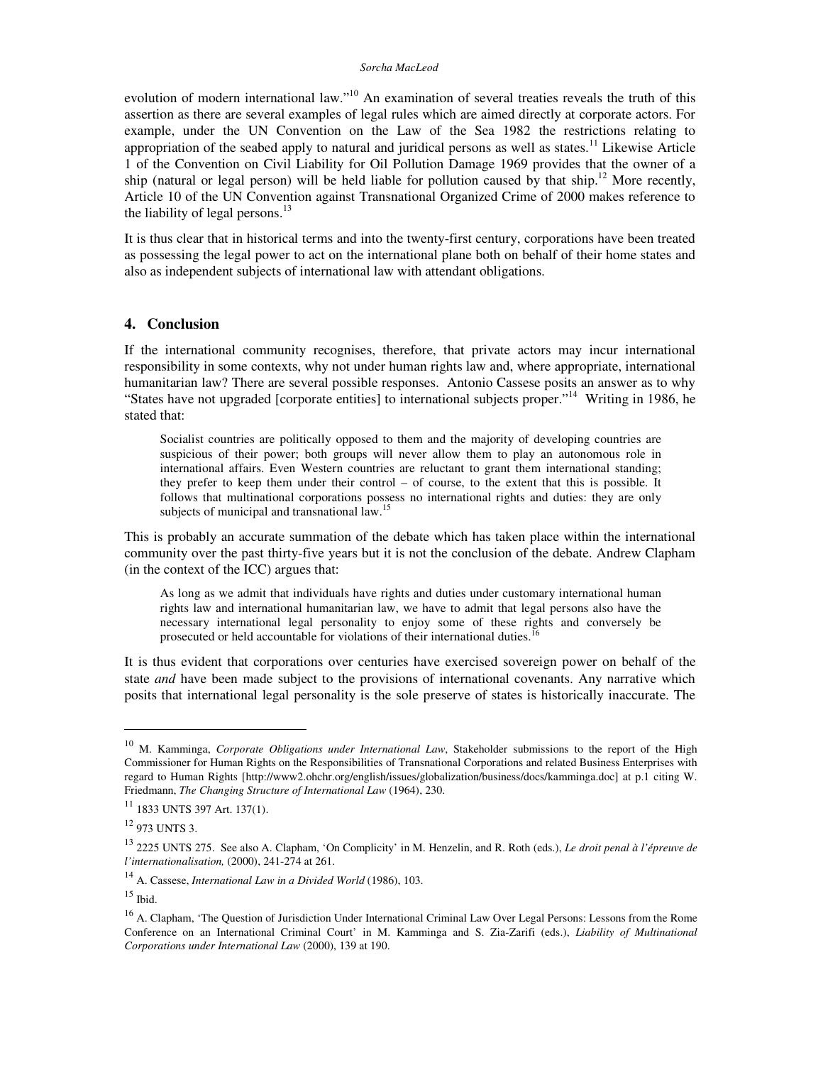evolution of modern international law."[10] An examination of several treaties reveals the truth of this assertion as there are several examples of legal rules which are aimed directly at corporate actors. For example, under the UN Convention on the Law of the Sea 1982 the restrictions relating to appropriation of the seabed apply to natural and juridical persons as well as states.[11] Likewise Article 1 of the Convention on Civil Liability for Oil Pollution Damage 1969 provides that the owner of a ship (natural or legal person) will be held liable for pollution caused by that ship.[12] More recently, Article 10 of the UN Convention against Transnational Organized Crime of 2000 makes reference to the liability of legal persons.[13]

It is thus clear that in historical terms and into the twenty-first century, corporations have been treated as possessing the legal power to act on the international plane both on behalf of their home states and also as independent subjects of international law with attendant obligations.

## 4. Conclusion

If the international community recognises, therefore, that private actors may incur international responsibility in some contexts, why not under human rights law and, where appropriate, international humanitarian law? There are several possible responses. Antonio Cassese posits an answer as to why "States have not upgraded [corporate entities] to international subjects proper."[14] Writing in 1986, he stated that:

> Socialist countries are politically opposed to them and the majority of developing countries are suspicious of their power; both groups will never allow them to play an autonomous role in international affairs. Even Western countries are reluctant to grant them international standing; they prefer to keep them under their control – of course, to the extent that this is possible. It follows that multinational corporations possess no international rights and duties: they are only subjects of municipal and transnational law.[15]

This is probably an accurate summation of the debate which has taken place within the international community over the past thirty-five years but it is not the conclusion of the debate. Andrew Clapham (in the context of the ICC) argues that:

> As long as we admit that individuals have rights and duties under customary international human rights law and international humanitarian law, we have to admit that legal persons also have the necessary international legal personality to enjoy some of these rights and conversely be prosecuted or held accountable for violations of their international duties.[16]

It is thus evident that corporations over centuries have exercised sovereign power on behalf of the state *and* have been made subject to the provisions of international covenants. Any narrative which posits that international legal personality is the sole preserve of states is historically inaccurate. The

---

[10] M. Kamminga, *Corporate Obligations under International Law*, Stakeholder submissions to the report of the High Commissioner for Human Rights on the Responsibilities of Transnational Corporations and related Business Enterprises with regard to Human Rights [http://www2.ohchr.org/english/issues/globalization/business/docs/kamminga.doc] at p.1 citing W. Friedmann, *The Changing Structure of International Law* (1964), 230.

[11] 1833 UNTS 397 Art. 137(1).

[12] 973 UNTS 3.

[13] 2225 UNTS 275. See also A. Clapham, 'On Complicity' in M. Henzelin, and R. Roth (eds.), *Le droit penal à l'épreuve de l'internationalisation,* (2000), 241-274 at 261.

[14] A. Cassese, *International Law in a Divided World* (1986), 103.

[15] Ibid.

[16] A. Clapham, 'The Question of Jurisdiction Under International Criminal Law Over Legal Persons: Lessons from the Rome Conference on an International Criminal Court' in M. Kamminga and S. Zia-Zarifi (eds.), *Liability of Multinational Corporations under International Law* (2000), 139 at 190.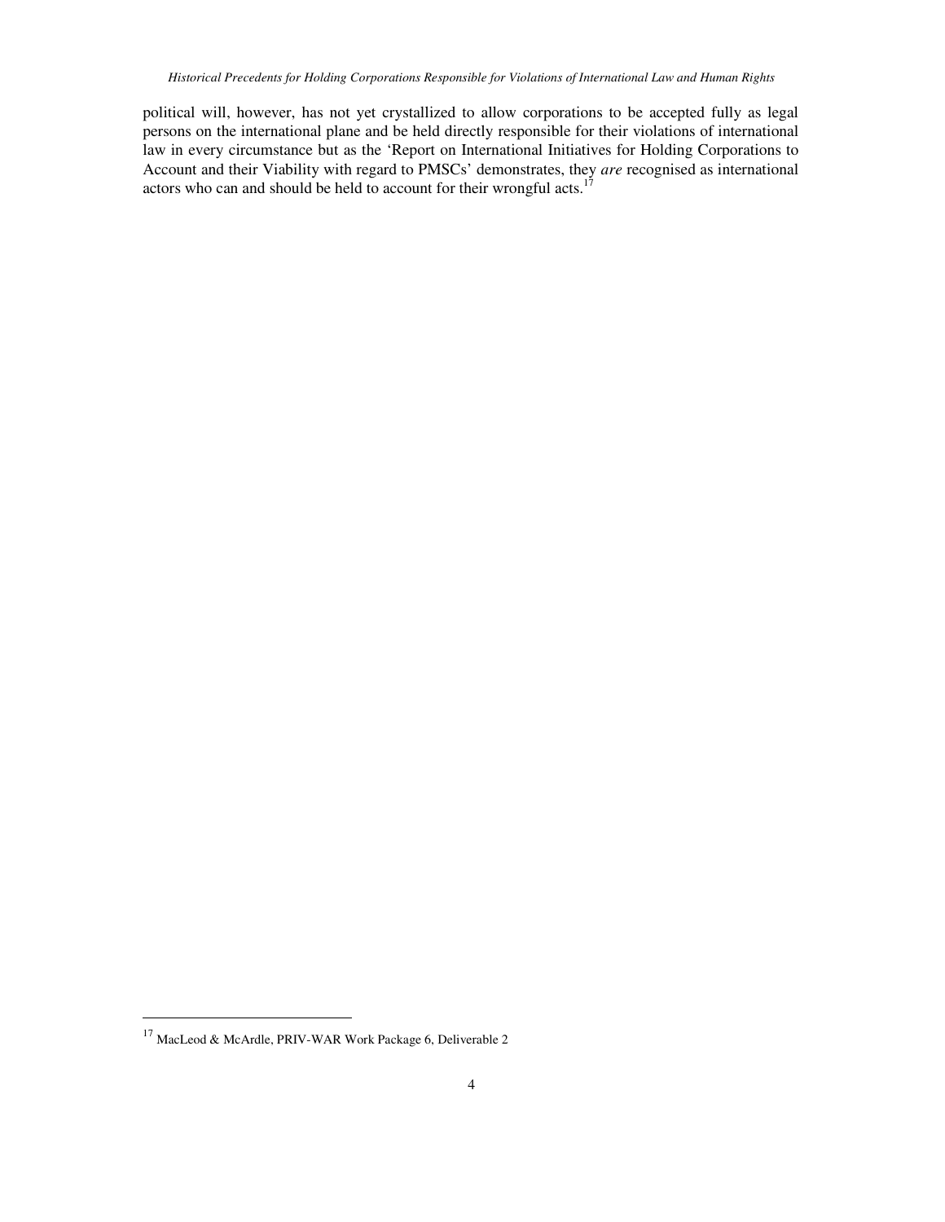political will, however, has not yet crystallized to allow corporations to be accepted fully as legal persons on the international plane and be held directly responsible for their violations of international law in every circumstance but as the 'Report on International Initiatives for Holding Corporations to Account and their Viability with regard to PMSCs' demonstrates, they *are* recognised as international actors who can and should be held to account for their wrongful acts.[17]

[17] MacLeod & McArdle, PRIV-WAR Work Package 6, Deliverable 2